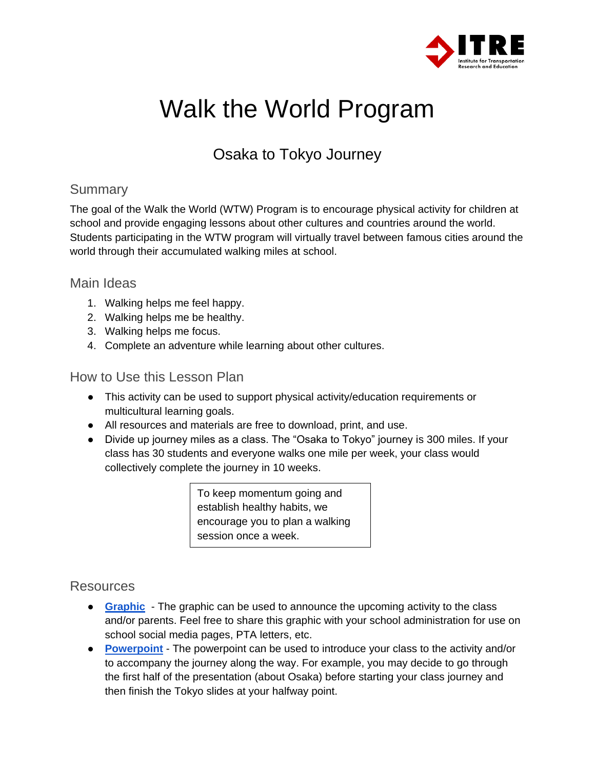# Walk the World Program

## Osaka to Tokyo Journey

### Summary

The goal of the Walk the World (WTW) Program is to encourage physical activity for children at school and provide engaging lessons about other cultures and countries around the world. Students participating in the WTW program will virtually travel between famous cities around the world through their accumulated walking miles at school.

### Main Ideas

1. Walking helps me feel happy.
2. Walking helps me be healthy.
3. Walking helps me focus.
4. Complete an adventure while learning about other cultures.

### How to Use this Lesson Plan

- This activity can be used to support physical activity/education requirements or multicultural learning goals.
- All resources and materials are free to download, print, and use.
- Divide up journey miles as a class. The "Osaka to Tokyo" journey is 300 miles. If your class has 30 students and everyone walks one mile per week, your class would collectively complete the journey in 10 weeks.

> To keep momentum going and establish healthy habits, we encourage you to plan a walking session once a week.

### Resources

- **Graphic** - The graphic can be used to announce the upcoming activity to the class and/or parents. Feel free to share this graphic with your school administration for use on school social media pages, PTA letters, etc.
- **Powerpoint** - The powerpoint can be used to introduce your class to the activity and/or to accompany the journey along the way. For example, you may decide to go through the first half of the presentation (about Osaka) before starting your class journey and then finish the Tokyo slides at your halfway point.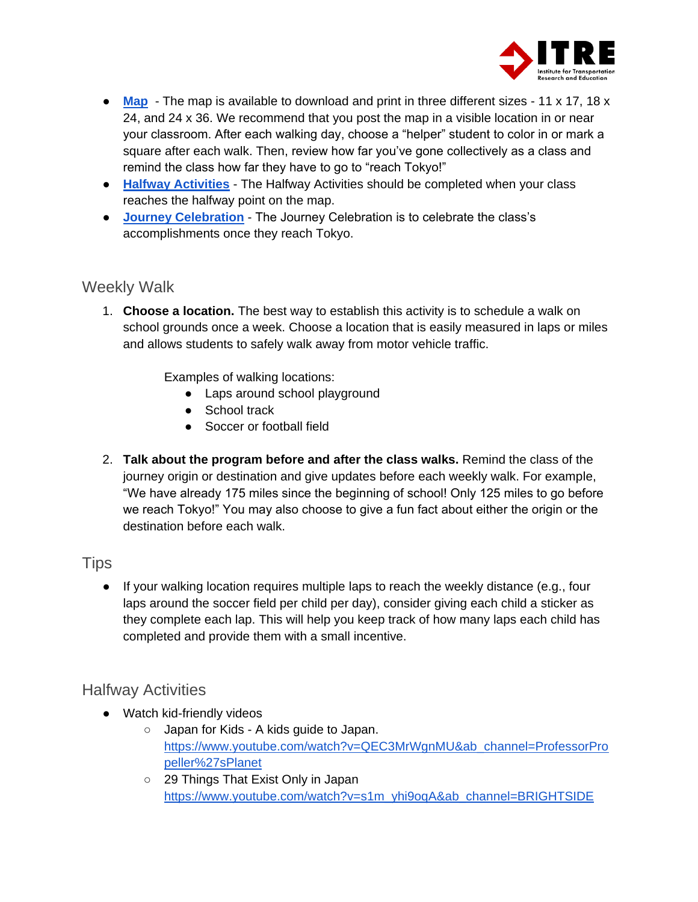- **Map** - The map is available to download and print in three different sizes - 11 x 17, 18 x 24, and 24 x 36. We recommend that you post the map in a visible location in or near your classroom. After each walking day, choose a "helper" student to color in or mark a square after each walk. Then, review how far you've gone collectively as a class and remind the class how far they have to go to "reach Tokyo!"
- **Halfway Activities** - The Halfway Activities should be completed when your class reaches the halfway point on the map.
- **Journey Celebration** - The Journey Celebration is to celebrate the class's accomplishments once they reach Tokyo.

## Weekly Walk

1. **Choose a location.** The best way to establish this activity is to schedule a walk on school grounds once a week. Choose a location that is easily measured in laps or miles and allows students to safely walk away from motor vehicle traffic.

   Examples of walking locations:
   - Laps around school playground
   - School track
   - Soccer or football field

2. **Talk about the program before and after the class walks.** Remind the class of the journey origin or destination and give updates before each weekly walk. For example, "We have already 175 miles since the beginning of school! Only 125 miles to go before we reach Tokyo!" You may also choose to give a fun fact about either the origin or the destination before each walk.

## Tips

- If your walking location requires multiple laps to reach the weekly distance (e.g., four laps around the soccer field per child per day), consider giving each child a sticker as they complete each lap. This will help you keep track of how many laps each child has completed and provide them with a small incentive.

## Halfway Activities

- Watch kid-friendly videos
  - Japan for Kids - A kids guide to Japan. https://www.youtube.com/watch?v=QEC3MrWgnMU&ab_channel=ProfessorPropeller%27sPlanet
  - 29 Things That Exist Only in Japan https://www.youtube.com/watch?v=s1m_yhi9oqA&ab_channel=BRIGHTSIDE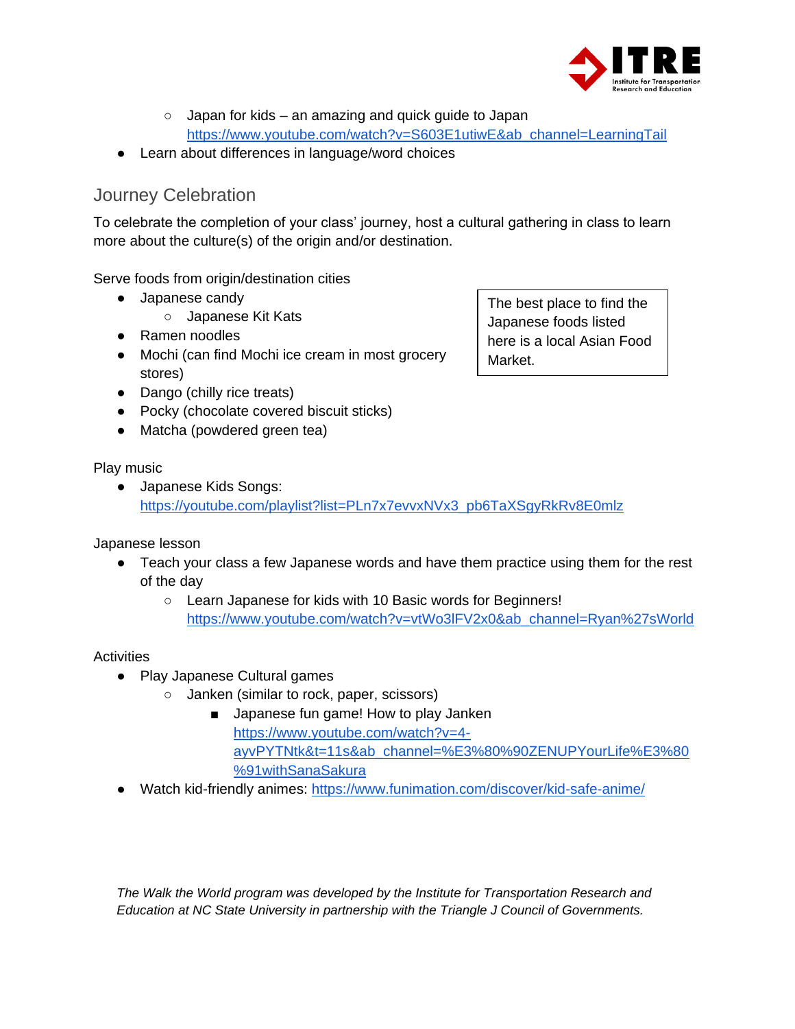- Japan for kids – an amazing and quick guide to Japan https://www.youtube.com/watch?v=S603E1utiwE&ab_channel=LearningTail
- Learn about differences in language/word choices

## Journey Celebration

To celebrate the completion of your class' journey, host a cultural gathering in class to learn more about the culture(s) of the origin and/or destination.

Serve foods from origin/destination cities

- Japanese candy
  - Japanese Kit Kats
- Ramen noodles
- Mochi (can find Mochi ice cream in most grocery stores)
- Dango (chilly rice treats)
- Pocky (chocolate covered biscuit sticks)
- Matcha (powdered green tea)

The best place to find the Japanese foods listed here is a local Asian Food Market.

Play music

- Japanese Kids Songs: https://youtube.com/playlist?list=PLn7x7evvxNVx3_pb6TaXSgyRkRv8E0mlz

Japanese lesson

- Teach your class a few Japanese words and have them practice using them for the rest of the day
  - Learn Japanese for kids with 10 Basic words for Beginners! https://www.youtube.com/watch?v=vtWo3lFV2x0&ab_channel=Ryan%27sWorld

Activities

- Play Japanese Cultural games
  - Janken (similar to rock, paper, scissors)
    - Japanese fun game! How to play Janken https://www.youtube.com/watch?v=4-ayvPYTNtk&t=11s&ab_channel=%E3%80%90ZENUPYourLife%E3%80%91withSanaSakura
- Watch kid-friendly animes: https://www.funimation.com/discover/kid-safe-anime/

*The Walk the World program was developed by the Institute for Transportation Research and Education at NC State University in partnership with the Triangle J Council of Governments.*